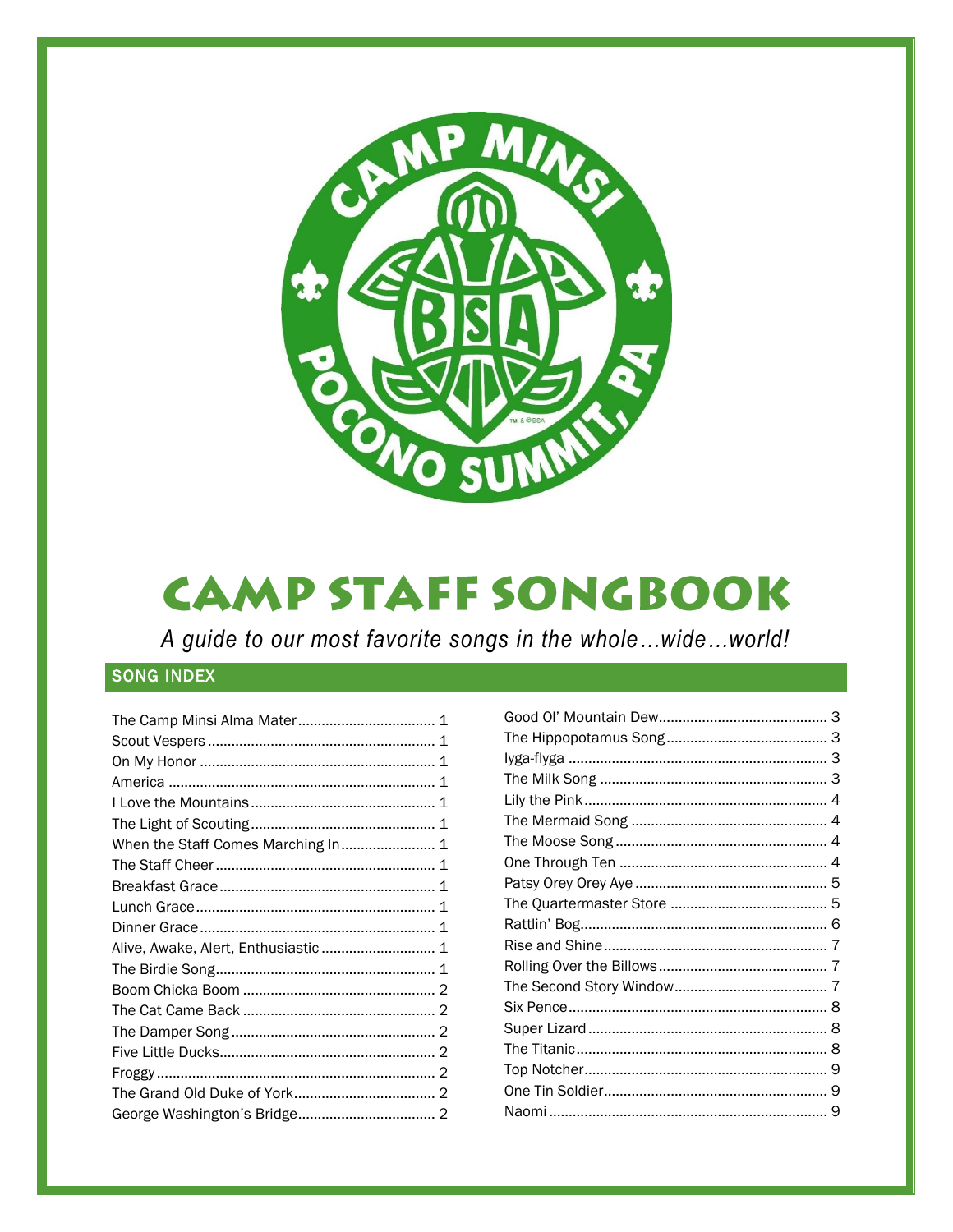# Camp Staff Songbook

*A guide to our most favorite songs in the whole…wide…world!*

## SONG INDEX

| Song | Page |
| --- | --- |
| The Camp Minsi Alma Mater | 1 |
| Scout Vespers | 1 |
| On My Honor | 1 |
| America | 1 |
| I Love the Mountains | 1 |
| The Light of Scouting | 1 |
| When the Staff Comes Marching In | 1 |
| The Staff Cheer | 1 |
| Breakfast Grace | 1 |
| Lunch Grace | 1 |
| Dinner Grace | 1 |
| Alive, Awake, Alert, Enthusiastic | 1 |
| The Birdie Song | 1 |
| Boom Chicka Boom | 2 |
| The Cat Came Back | 2 |
| The Damper Song | 2 |
| Five Little Ducks | 2 |
| Froggy | 2 |
| The Grand Old Duke of York | 2 |
| George Washington's Bridge | 2 |
| Good Ol' Mountain Dew | 3 |
| The Hippopotamus Song | 3 |
| Iyga-flyga | 3 |
| The Milk Song | 3 |
| Lily the Pink | 4 |
| The Mermaid Song | 4 |
| The Moose Song | 4 |
| One Through Ten | 4 |
| Patsy Orey Orey Aye | 5 |
| The Quartermaster Store | 5 |
| Rattlin' Bog | 6 |
| Rise and Shine | 7 |
| Rolling Over the Billows | 7 |
| The Second Story Window | 7 |
| Six Pence | 8 |
| Super Lizard | 8 |
| The Titanic | 8 |
| Top Notcher | 9 |
| One Tin Soldier | 9 |
| Naomi | 9 |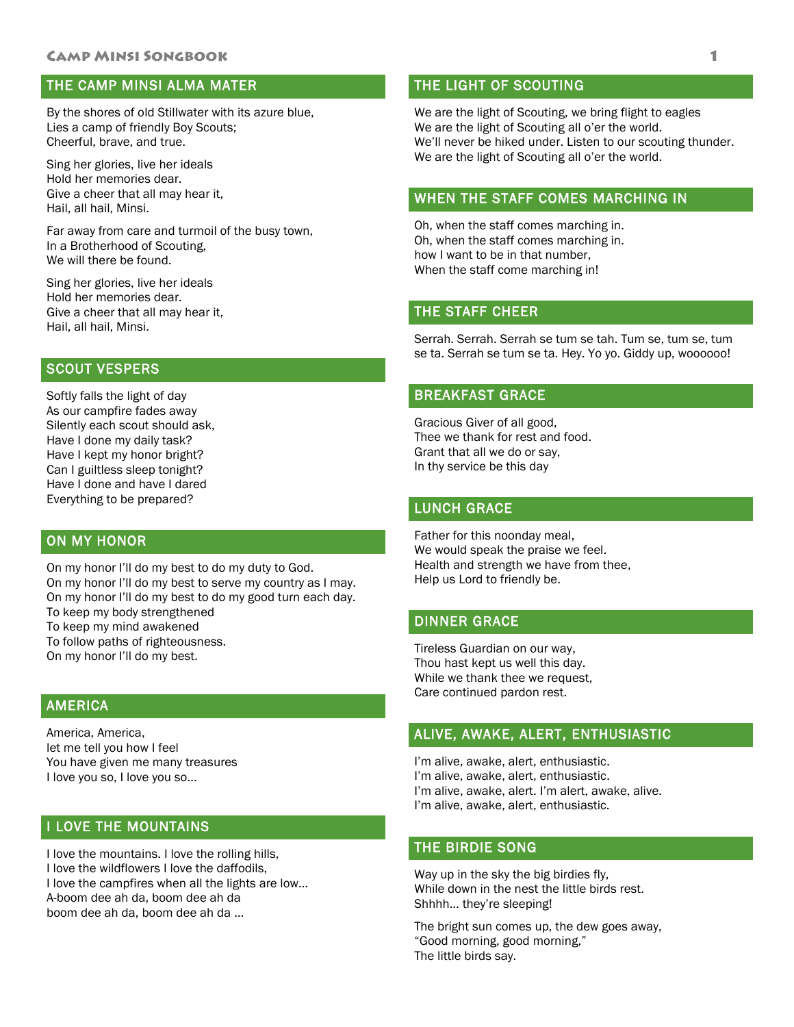## THE CAMP MINSI ALMA MATER

By the shores of old Stillwater with its azure blue,
Lies a camp of friendly Boy Scouts;
Cheerful, brave, and true.

Sing her glories, live her ideals
Hold her memories dear.
Give a cheer that all may hear it,
Hail, all hail, Minsi.

Far away from care and turmoil of the busy town,
In a Brotherhood of Scouting,
We will there be found.

Sing her glories, live her ideals
Hold her memories dear.
Give a cheer that all may hear it,
Hail, all hail, Minsi.

## SCOUT VESPERS

Softly falls the light of day
As our campfire fades away
Silently each scout should ask,
Have I done my daily task?
Have I kept my honor bright?
Can I guiltless sleep tonight?
Have I done and have I dared
Everything to be prepared?

## ON MY HONOR

On my honor I'll do my best to do my duty to God.
On my honor I'll do my best to serve my country as I may.
On my honor I'll do my best to do my good turn each day.
To keep my body strengthened
To keep my mind awakened
To follow paths of righteousness.
On my honor I'll do my best.

## AMERICA

America, America,
let me tell you how I feel
You have given me many treasures
I love you so, I love you so...

## I LOVE THE MOUNTAINS

I love the mountains. I love the rolling hills,
I love the wildflowers I love the daffodils,
I love the campfires when all the lights are low...
A-boom dee ah da, boom dee ah da
boom dee ah da, boom dee ah da ...

## THE LIGHT OF SCOUTING

We are the light of Scouting, we bring flight to eagles
We are the light of Scouting all o'er the world.
We'll never be hiked under. Listen to our scouting thunder.
We are the light of Scouting all o'er the world.

## WHEN THE STAFF COMES MARCHING IN

Oh, when the staff comes marching in.
Oh, when the staff comes marching in.
how I want to be in that number,
When the staff come marching in!

## THE STAFF CHEER

Serrah. Serrah. Serrah se tum se tah. Tum se, tum se, tum se ta. Serrah se tum se ta. Hey. Yo yo. Giddy up, woooooo!

## BREAKFAST GRACE

Gracious Giver of all good,
Thee we thank for rest and food.
Grant that all we do or say,
In thy service be this day

## LUNCH GRACE

Father for this noonday meal,
We would speak the praise we feel.
Health and strength we have from thee,
Help us Lord to friendly be.

## DINNER GRACE

Tireless Guardian on our way,
Thou hast kept us well this day.
While we thank thee we request,
Care continued pardon rest.

## ALIVE, AWAKE, ALERT, ENTHUSIASTIC

I'm alive, awake, alert, enthusiastic.
I'm alive, awake, alert, enthusiastic.
I'm alive, awake, alert. I'm alert, awake, alive.
I'm alive, awake, alert, enthusiastic.

## THE BIRDIE SONG

Way up in the sky the big birdies fly,
While down in the nest the little birds rest.
Shhhh... they're sleeping!

The bright sun comes up, the dew goes away,
"Good morning, good morning,"
The little birds say.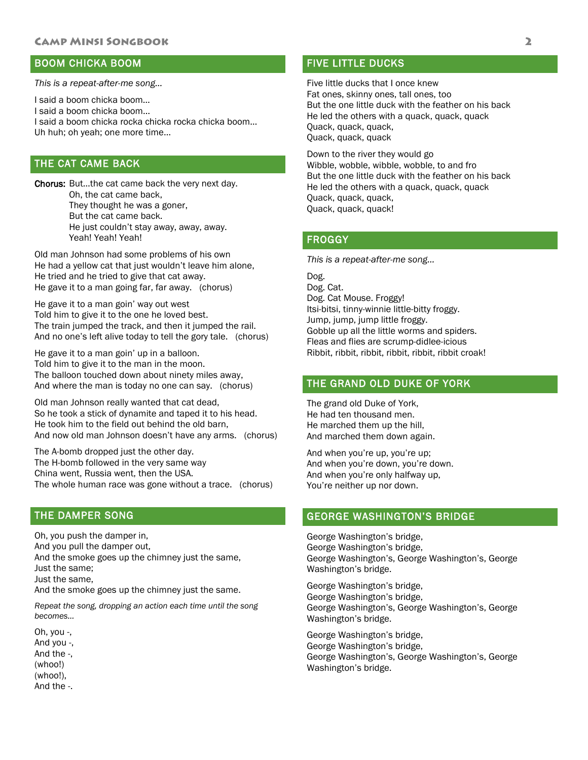## BOOM CHICKA BOOM

*This is a repeat-after-me song…*

I said a boom chicka boom…
I said a boom chicka boom…
I said a boom chicka rocka chicka rocka chicka boom…
Uh huh; oh yeah; one more time…

## THE CAT CAME BACK

**Chorus:** But…the cat came back the very next day.
Oh, the cat came back,
They thought he was a goner,
But the cat came back.
He just couldn't stay away, away, away.
Yeah! Yeah! Yeah!

Old man Johnson had some problems of his own
He had a yellow cat that just wouldn't leave him alone,
He tried and he tried to give that cat away.
He gave it to a man going far, far away. (chorus)

He gave it to a man goin' way out west
Told him to give it to the one he loved best.
The train jumped the track, and then it jumped the rail.
And no one's left alive today to tell the gory tale. (chorus)

He gave it to a man goin' up in a balloon.
Told him to give it to the man in the moon.
The balloon touched down about ninety miles away,
And where the man is today no one can say. (chorus)

Old man Johnson really wanted that cat dead,
So he took a stick of dynamite and taped it to his head.
He took him to the field out behind the old barn,
And now old man Johnson doesn't have any arms. (chorus)

The A-bomb dropped just the other day.
The H-bomb followed in the very same way
China went, Russia went, then the USA.
The whole human race was gone without a trace. (chorus)

## THE DAMPER SONG

Oh, you push the damper in,
And you pull the damper out,
And the smoke goes up the chimney just the same,
Just the same;
Just the same,
And the smoke goes up the chimney just the same.

*Repeat the song, dropping an action each time until the song becomes…*

Oh, you -,
And you -,
And the -,
(whoo!)
(whoo!),
And the -.

## FIVE LITTLE DUCKS

Five little ducks that I once knew
Fat ones, skinny ones, tall ones, too
But the one little duck with the feather on his back
He led the others with a quack, quack, quack
Quack, quack, quack,
Quack, quack, quack

Down to the river they would go
Wibble, wobble, wibble, wobble, to and fro
But the one little duck with the feather on his back
He led the others with a quack, quack, quack
Quack, quack, quack,
Quack, quack, quack!

## FROGGY

*This is a repeat-after-me song…*

Dog.
Dog. Cat.
Dog. Cat Mouse. Froggy!
Itsi-bitsi, tinny-winnie little-bitty froggy.
Jump, jump, jump little froggy.
Gobble up all the little worms and spiders.
Fleas and flies are scrump-didlee-icious
Ribbit, ribbit, ribbit, ribbit, ribbit, ribbit croak!

## THE GRAND OLD DUKE OF YORK

The grand old Duke of York,
He had ten thousand men.
He marched them up the hill,
And marched them down again.

And when you're up, you're up;
And when you're down, you're down.
And when you're only halfway up,
You're neither up nor down.

## GEORGE WASHINGTON'S BRIDGE

George Washington's bridge,
George Washington's bridge,
George Washington's, George Washington's, George Washington's bridge.

George Washington's bridge,
George Washington's bridge,
George Washington's, George Washington's, George Washington's bridge.

George Washington's bridge,
George Washington's bridge,
George Washington's, George Washington's, George Washington's bridge.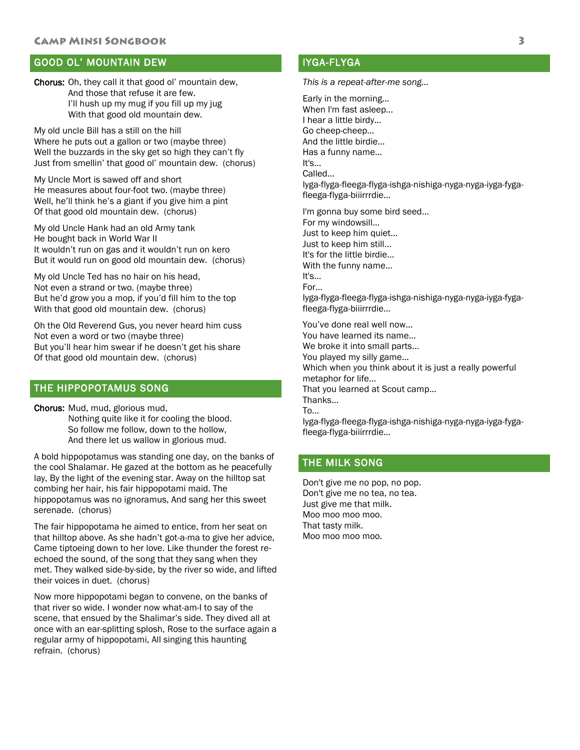## GOOD OL' MOUNTAIN DEW

**Chorus:** Oh, they call it that good ol' mountain dew,
And those that refuse it are few.
I'll hush up my mug if you fill up my jug
With that good old mountain dew.

My old uncle Bill has a still on the hill
Where he puts out a gallon or two (maybe three)
Well the buzzards in the sky get so high they can't fly
Just from smellin' that good ol' mountain dew. (chorus)

My Uncle Mort is sawed off and short
He measures about four-foot two. (maybe three)
Well, he'll think he's a giant if you give him a pint
Of that good old mountain dew. (chorus)

My old Uncle Hank had an old Army tank
He bought back in World War II
It wouldn't run on gas and it wouldn't run on kero
But it would run on good old mountain dew. (chorus)

My old Uncle Ted has no hair on his head,
Not even a strand or two. (maybe three)
But he'd grow you a mop, if you'd fill him to the top
With that good old mountain dew. (chorus)

Oh the Old Reverend Gus, you never heard him cuss
Not even a word or two (maybe three)
But you'll hear him swear if he doesn't get his share
Of that good old mountain dew. (chorus)

## THE HIPPOPOTAMUS SONG

**Chorus:** Mud, mud, glorious mud,
Nothing quite like it for cooling the blood.
So follow me follow, down to the hollow,
And there let us wallow in glorious mud.

A bold hippopotamus was standing one day, on the banks of the cool Shalamar. He gazed at the bottom as he peacefully lay, By the light of the evening star. Away on the hilltop sat combing her hair, his fair hippopotami maid. The hippopotamus was no ignoramus, And sang her this sweet serenade. (chorus)

The fair hippopotama he aimed to entice, from her seat on that hilltop above. As she hadn't got-a-ma to give her advice, Came tiptoeing down to her love. Like thunder the forest re-echoed the sound, of the song that they sang when they met. They walked side-by-side, by the river so wide, and lifted their voices in duet. (chorus)

Now more hippopotami began to convene, on the banks of that river so wide. I wonder now what-am-I to say of the scene, that ensued by the Shalimar's side. They dived all at once with an ear-splitting splosh, Rose to the surface again a regular army of hippopotami, All singing this haunting refrain. (chorus)

## IYGA-FLYGA

*This is a repeat-after-me song…*

Early in the morning…
When I'm fast asleep…
I hear a little birdy…
Go cheep-cheep…
And the little birdie…
Has a funny name…
It's…
Called…
Iyga-flyga-fleega-flyga-ishga-nishiga-nyga-nyga-iyga-fyga-fleega-flyga-biiirrrdie…

I'm gonna buy some bird seed…
For my windowsill…
Just to keep him quiet…
Just to keep him still…
It's for the little birdie…
With the funny name…
It's…
For…
Iyga-flyga-fleega-flyga-ishga-nishiga-nyga-nyga-iyga-fyga-fleega-flyga-biiirrrdie…

You've done real well now…
You have learned its name…
We broke it into small parts…
You played my silly game…
Which when you think about it is just a really powerful metaphor for life…
That you learned at Scout camp…
Thanks…
To…
Iyga-flyga-fleega-flyga-ishga-nishiga-nyga-nyga-iyga-fyga-fleega-flyga-biiirrrdie…

## THE MILK SONG

Don't give me no pop, no pop.
Don't give me no tea, no tea.
Just give me that milk.
Moo moo moo moo.
That tasty milk.
Moo moo moo moo.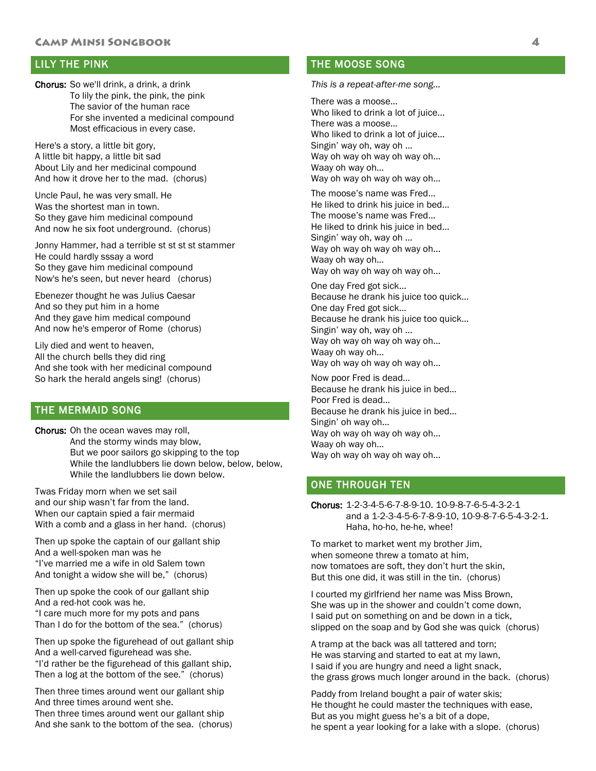## LILY THE PINK

**Chorus:** So we'll drink, a drink, a drink
To lily the pink, the pink, the pink
The savior of the human race
For she invented a medicinal compound
Most efficacious in every case.

Here's a story, a little bit gory,
A little bit happy, a little bit sad
About Lily and her medicinal compound
And how it drove her to the mad. (chorus)

Uncle Paul, he was very small. He
Was the shortest man in town.
So they gave him medicinal compound
And now he six foot underground. (chorus)

Jonny Hammer, had a terrible st st st st stammer
He could hardly sssay a word
So they gave him medicinal compound
Now's he's seen, but never heard (chorus)

Ebenezer thought he was Julius Caesar
And so they put him in a home
And they gave him medical compound
And now he's emperor of Rome (chorus)

Lily died and went to heaven,
All the church bells they did ring
And she took with her medicinal compound
So hark the herald angels sing! (chorus)

## THE MERMAID SONG

**Chorus:** Oh the ocean waves may roll,
And the stormy winds may blow,
But we poor sailors go skipping to the top
While the landlubbers lie down below, below, below,
While the landlubbers lie down below.

Twas Friday morn when we set sail
and our ship wasn't far from the land.
When our captain spied a fair mermaid
With a comb and a glass in her hand. (chorus)

Then up spoke the captain of our gallant ship
And a well-spoken man was he
"I've married me a wife in old Salem town
And tonight a widow she will be," (chorus)

Then up spoke the cook of our gallant ship
And a red-hot cook was he.
"I care much more for my pots and pans
Than I do for the bottom of the sea." (chorus)

Then up spoke the figurehead of out gallant ship
And a well-carved figurehead was she.
"I'd rather be the figurehead of this gallant ship,
Then a log at the bottom of the see." (chorus)

Then three times around went our gallant ship
And three times around went she.
Then three times around went our gallant ship
And she sank to the bottom of the sea. (chorus)

## THE MOOSE SONG

*This is a repeat-after-me song…*

There was a moose…
Who liked to drink a lot of juice…
There was a moose…
Who liked to drink a lot of juice…
Singin' way oh, way oh …
Way oh way oh way oh way oh…
Waay oh way oh…
Way oh way oh way oh way oh…

The moose's name was Fred…
He liked to drink his juice in bed…
The moose's name was Fred…
He liked to drink his juice in bed…
Singin' way oh, way oh …
Way oh way oh way oh way oh…
Waay oh way oh…
Way oh way oh way oh way oh…

One day Fred got sick…
Because he drank his juice too quick…
One day Fred got sick…
Because he drank his juice too quick…
Singin' way oh, way oh …
Way oh way oh way oh way oh…
Waay oh way oh…
Way oh way oh way oh way oh…

Now poor Fred is dead…
Because he drank his juice in bed…
Poor Fred is dead…
Because he drank his juice in bed…
Singin' oh way oh…
Way oh way oh way oh way oh…
Waay oh way oh…
Way oh way oh way oh way oh…

## ONE THROUGH TEN

**Chorus:** 1-2-3-4-5-6-7-8-9-10. 10-9-8-7-6-5-4-3-2-1
and a 1-2-3-4-5-6-7-8-9-10, 10-9-8-7-6-5-4-3-2-1.
Haha, ho-ho, he-he, whee!

To market to market went my brother Jim,
when someone threw a tomato at him,
now tomatoes are soft, they don't hurt the skin,
But this one did, it was still in the tin. (chorus)

I courted my girlfriend her name was Miss Brown,
She was up in the shower and couldn't come down,
I said put on something on and be down in a tick,
slipped on the soap and by God she was quick (chorus)

A tramp at the back was all tattered and torn;
He was starving and started to eat at my lawn,
I said if you are hungry and need a light snack,
the grass grows much longer around in the back. (chorus)

Paddy from Ireland bought a pair of water skis;
He thought he could master the techniques with ease,
But as you might guess he's a bit of a dope,
he spent a year looking for a lake with a slope. (chorus)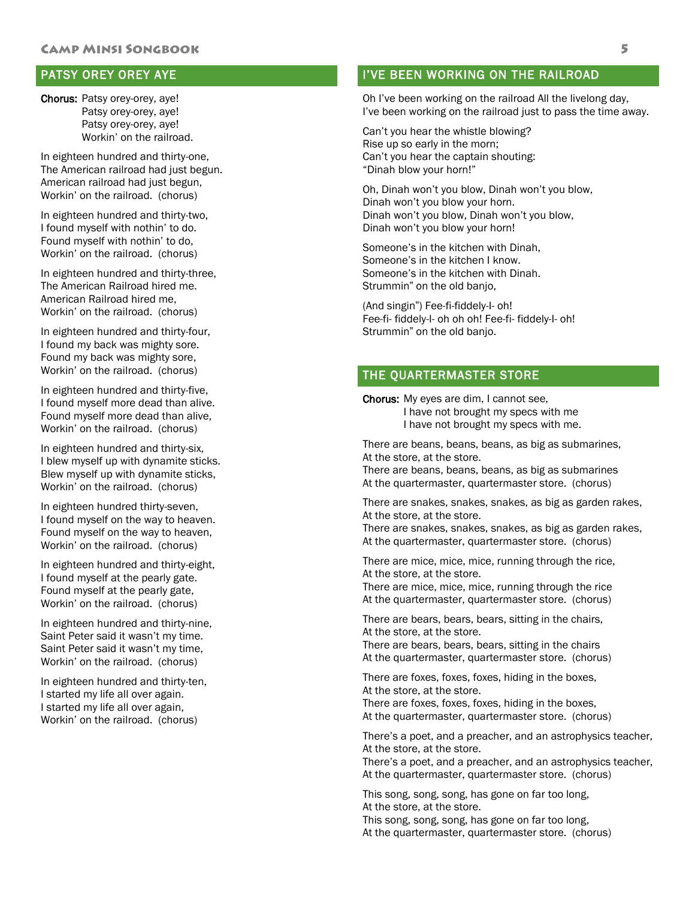## PATSY OREY OREY AYE

**Chorus:** Patsy orey-orey, aye!
Patsy orey-orey, aye!
Patsy orey-orey, aye!
Workin' on the railroad.

In eighteen hundred and thirty-one,
The American railroad had just begun.
American railroad had just begun,
Workin' on the railroad. (chorus)

In eighteen hundred and thirty-two,
I found myself with nothin' to do.
Found myself with nothin' to do,
Workin' on the railroad. (chorus)

In eighteen hundred and thirty-three,
The American Railroad hired me.
American Railroad hired me,
Workin' on the railroad. (chorus)

In eighteen hundred and thirty-four,
I found my back was mighty sore.
Found my back was mighty sore,
Workin' on the railroad. (chorus)

In eighteen hundred and thirty-five,
I found myself more dead than alive.
Found myself more dead than alive,
Workin' on the railroad. (chorus)

In eighteen hundred and thirty-six,
I blew myself up with dynamite sticks.
Blew myself up with dynamite sticks,
Workin' on the railroad. (chorus)

In eighteen hundred thirty-seven,
I found myself on the way to heaven.
Found myself on the way to heaven,
Workin' on the railroad. (chorus)

In eighteen hundred and thirty-eight,
I found myself at the pearly gate.
Found myself at the pearly gate,
Workin' on the railroad. (chorus)

In eighteen hundred and thirty-nine,
Saint Peter said it wasn't my time.
Saint Peter said it wasn't my time,
Workin' on the railroad. (chorus)

In eighteen hundred and thirty-ten,
I started my life all over again.
I started my life all over again,
Workin' on the railroad. (chorus)

## I'VE BEEN WORKING ON THE RAILROAD

Oh I've been working on the railroad All the livelong day,
I've been working on the railroad just to pass the time away.

Can't you hear the whistle blowing?
Rise up so early in the morn;
Can't you hear the captain shouting:
"Dinah blow your horn!"

Oh, Dinah won't you blow, Dinah won't you blow,
Dinah won't you blow your horn.
Dinah won't you blow, Dinah won't you blow,
Dinah won't you blow your horn!

Someone's in the kitchen with Dinah,
Someone's in the kitchen I know.
Someone's in the kitchen with Dinah.
Strummin" on the old banjo,

(And singin") Fee-fi-fiddely-I- oh!
Fee-fi- fiddely-I- oh oh oh! Fee-fi- fiddely-I- oh!
Strummin" on the old banjo.

## THE QUARTERMASTER STORE

**Chorus:** My eyes are dim, I cannot see,
I have not brought my specs with me
I have not brought my specs with me.

There are beans, beans, beans, as big as submarines,
At the store, at the store.
There are beans, beans, beans, as big as submarines
At the quartermaster, quartermaster store. (chorus)

There are snakes, snakes, snakes, as big as garden rakes,
At the store, at the store.
There are snakes, snakes, snakes, as big as garden rakes,
At the quartermaster, quartermaster store. (chorus)

There are mice, mice, mice, running through the rice,
At the store, at the store.
There are mice, mice, mice, running through the rice
At the quartermaster, quartermaster store. (chorus)

There are bears, bears, bears, sitting in the chairs,
At the store, at the store.
There are bears, bears, bears, sitting in the chairs
At the quartermaster, quartermaster store. (chorus)

There are foxes, foxes, foxes, hiding in the boxes,
At the store, at the store.
There are foxes, foxes, foxes, hiding in the boxes,
At the quartermaster, quartermaster store. (chorus)

There's a poet, and a preacher, and an astrophysics teacher,
At the store, at the store.
There's a poet, and a preacher, and an astrophysics teacher,
At the quartermaster, quartermaster store. (chorus)

This song, song, song, has gone on far too long,
At the store, at the store.
This song, song, song, has gone on far too long,
At the quartermaster, quartermaster store. (chorus)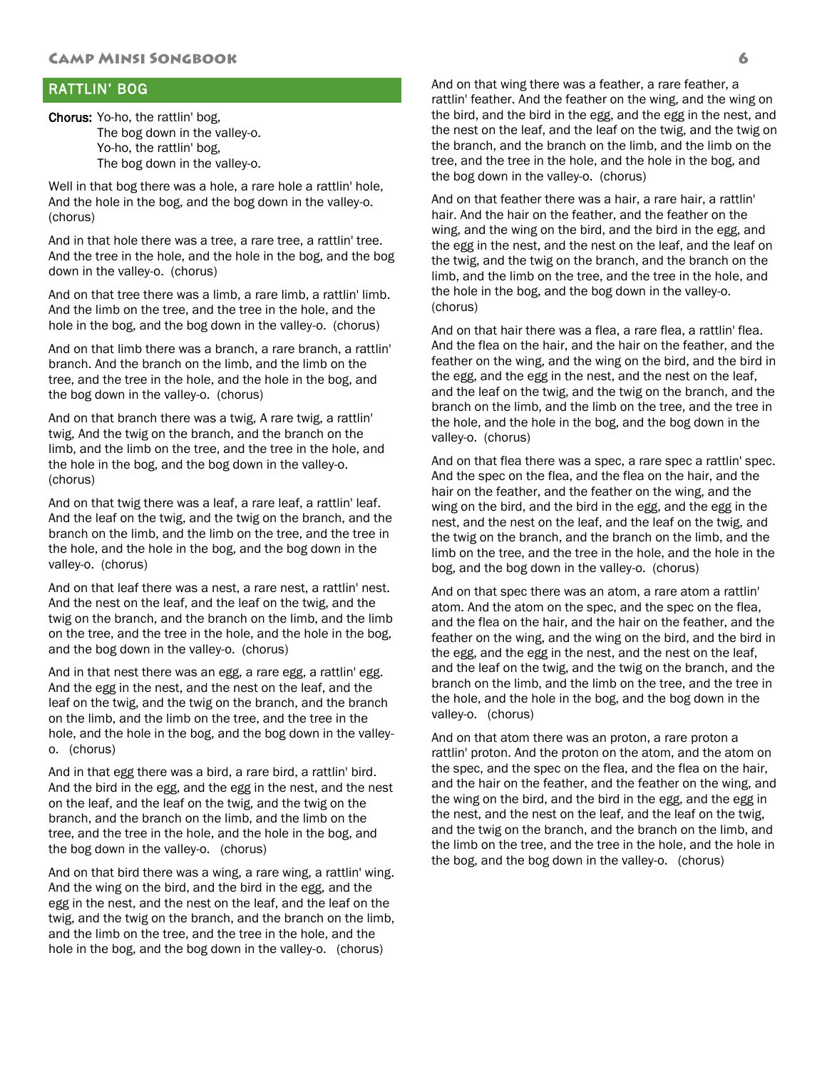## RATTLIN' BOG

**Chorus:** Yo-ho, the rattlin' bog,
The bog down in the valley-o.
Yo-ho, the rattlin' bog,
The bog down in the valley-o.

Well in that bog there was a hole, a rare hole a rattlin' hole, And the hole in the bog, and the bog down in the valley-o. (chorus)

And in that hole there was a tree, a rare tree, a rattlin' tree. And the tree in the hole, and the hole in the bog, and the bog down in the valley-o. (chorus)

And on that tree there was a limb, a rare limb, a rattlin' limb. And the limb on the tree, and the tree in the hole, and the hole in the bog, and the bog down in the valley-o. (chorus)

And on that limb there was a branch, a rare branch, a rattlin' branch. And the branch on the limb, and the limb on the tree, and the tree in the hole, and the hole in the bog, and the bog down in the valley-o. (chorus)

And on that branch there was a twig, A rare twig, a rattlin' twig, And the twig on the branch, and the branch on the limb, and the limb on the tree, and the tree in the hole, and the hole in the bog, and the bog down in the valley-o. (chorus)

And on that twig there was a leaf, a rare leaf, a rattlin' leaf. And the leaf on the twig, and the twig on the branch, and the branch on the limb, and the limb on the tree, and the tree in the hole, and the hole in the bog, and the bog down in the valley-o. (chorus)

And on that leaf there was a nest, a rare nest, a rattlin' nest. And the nest on the leaf, and the leaf on the twig, and the twig on the branch, and the branch on the limb, and the limb on the tree, and the tree in the hole, and the hole in the bog, and the bog down in the valley-o. (chorus)

And in that nest there was an egg, a rare egg, a rattlin' egg. And the egg in the nest, and the nest on the leaf, and the leaf on the twig, and the twig on the branch, and the branch on the limb, and the limb on the tree, and the tree in the hole, and the hole in the bog, and the bog down in the valley-o. (chorus)

And in that egg there was a bird, a rare bird, a rattlin' bird. And the bird in the egg, and the egg in the nest, and the nest on the leaf, and the leaf on the twig, and the twig on the branch, and the branch on the limb, and the limb on the tree, and the tree in the hole, and the hole in the bog, and the bog down in the valley-o. (chorus)

And on that bird there was a wing, a rare wing, a rattlin' wing. And the wing on the bird, and the bird in the egg, and the egg in the nest, and the nest on the leaf, and the leaf on the twig, and the twig on the branch, and the branch on the limb, and the limb on the tree, and the tree in the hole, and the hole in the bog, and the bog down in the valley-o. (chorus)

And on that wing there was a feather, a rare feather, a rattlin' feather. And the feather on the wing, and the wing on the bird, and the bird in the egg, and the egg in the nest, and the nest on the leaf, and the leaf on the twig, and the twig on the branch, and the branch on the limb, and the limb on the tree, and the tree in the hole, and the hole in the bog, and the bog down in the valley-o. (chorus)

And on that feather there was a hair, a rare hair, a rattlin' hair. And the hair on the feather, and the feather on the wing, and the wing on the bird, and the bird in the egg, and the egg in the nest, and the nest on the leaf, and the leaf on the twig, and the twig on the branch, and the branch on the limb, and the limb on the tree, and the tree in the hole, and the hole in the bog, and the bog down in the valley-o. (chorus)

And on that hair there was a flea, a rare flea, a rattlin' flea. And the flea on the hair, and the hair on the feather, and the feather on the wing, and the wing on the bird, and the bird in the egg, and the egg in the nest, and the nest on the leaf, and the leaf on the twig, and the twig on the branch, and the branch on the limb, and the limb on the tree, and the tree in the hole, and the hole in the bog, and the bog down in the valley-o. (chorus)

And on that flea there was a spec, a rare spec a rattlin' spec. And the spec on the flea, and the flea on the hair, and the hair on the feather, and the feather on the wing, and the wing on the bird, and the bird in the egg, and the egg in the nest, and the nest on the leaf, and the leaf on the twig, and the twig on the branch, and the branch on the limb, and the limb on the tree, and the tree in the hole, and the hole in the bog, and the bog down in the valley-o. (chorus)

And on that spec there was an atom, a rare atom a rattlin' atom. And the atom on the spec, and the spec on the flea, and the flea on the hair, and the hair on the feather, and the feather on the wing, and the wing on the bird, and the bird in the egg, and the egg in the nest, and the nest on the leaf, and the leaf on the twig, and the twig on the branch, and the branch on the limb, and the limb on the tree, and the tree in the hole, and the hole in the bog, and the bog down in the valley-o. (chorus)

And on that atom there was an proton, a rare proton a rattlin' proton. And the proton on the atom, and the atom on the spec, and the spec on the flea, and the flea on the hair, and the hair on the feather, and the feather on the wing, and the wing on the bird, and the bird in the egg, and the egg in the nest, and the nest on the leaf, and the leaf on the twig, and the twig on the branch, and the branch on the limb, and the limb on the tree, and the tree in the hole, and the hole in the bog, and the bog down in the valley-o. (chorus)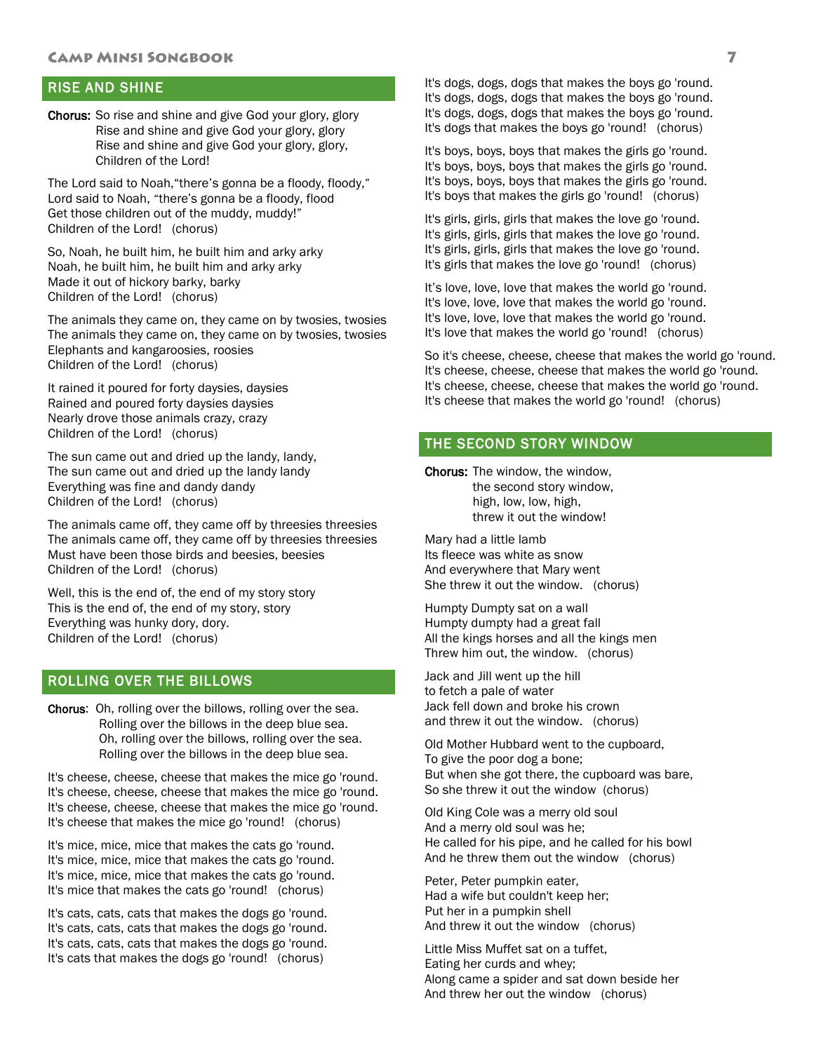## RISE AND SHINE

**Chorus:** So rise and shine and give God your glory, glory
Rise and shine and give God your glory, glory
Rise and shine and give God your glory, glory,
Children of the Lord!

The Lord said to Noah,"there's gonna be a floody, floody,"
Lord said to Noah, "there's gonna be a floody, flood
Get those children out of the muddy, muddy!"
Children of the Lord! (chorus)

So, Noah, he built him, he built him and arky arky
Noah, he built him, he built him and arky arky
Made it out of hickory barky, barky
Children of the Lord! (chorus)

The animals they came on, they came on by twosies, twosies
The animals they came on, they came on by twosies, twosies
Elephants and kangaroosies, roosies
Children of the Lord! (chorus)

It rained it poured for forty daysies, daysies
Rained and poured forty daysies daysies
Nearly drove those animals crazy, crazy
Children of the Lord! (chorus)

The sun came out and dried up the landy, landy,
The sun came out and dried up the landy landy
Everything was fine and dandy dandy
Children of the Lord! (chorus)

The animals came off, they came off by threesies threesies
The animals came off, they came off by threesies threesies
Must have been those birds and beesies, beesies
Children of the Lord! (chorus)

Well, this is the end of, the end of my story story
This is the end of, the end of my story, story
Everything was hunky dory, dory.
Children of the Lord! (chorus)

## ROLLING OVER THE BILLOWS

**Chorus:** Oh, rolling over the billows, rolling over the sea.
Rolling over the billows in the deep blue sea.
Oh, rolling over the billows, rolling over the sea.
Rolling over the billows in the deep blue sea.

It's cheese, cheese, cheese that makes the mice go 'round.
It's cheese, cheese, cheese that makes the mice go 'round.
It's cheese, cheese, cheese that makes the mice go 'round.
It's cheese that makes the mice go 'round! (chorus)

It's mice, mice, mice that makes the cats go 'round.
It's mice, mice, mice that makes the cats go 'round.
It's mice, mice, mice that makes the cats go 'round.
It's mice that makes the cats go 'round! (chorus)

It's cats, cats, cats that makes the dogs go 'round.
It's cats, cats, cats that makes the dogs go 'round.
It's cats, cats, cats that makes the dogs go 'round.
It's cats that makes the dogs go 'round! (chorus)

It's dogs, dogs, dogs that makes the boys go 'round.
It's dogs, dogs, dogs that makes the boys go 'round.
It's dogs, dogs, dogs that makes the boys go 'round.
It's dogs that makes the boys go 'round! (chorus)

It's boys, boys, boys that makes the girls go 'round.
It's boys, boys, boys that makes the girls go 'round.
It's boys, boys, boys that makes the girls go 'round.
It's boys that makes the girls go 'round! (chorus)

It's girls, girls, girls that makes the love go 'round.
It's girls, girls, girls that makes the love go 'round.
It's girls, girls, girls that makes the love go 'round.
It's girls that makes the love go 'round! (chorus)

It's love, love, love that makes the world go 'round.
It's love, love, love that makes the world go 'round.
It's love, love, love that makes the world go 'round.
It's love that makes the world go 'round! (chorus)

So it's cheese, cheese, cheese that makes the world go 'round.
It's cheese, cheese, cheese that makes the world go 'round.
It's cheese, cheese, cheese that makes the world go 'round.
It's cheese that makes the world go 'round! (chorus)

## THE SECOND STORY WINDOW

**Chorus:** The window, the window,
the second story window,
high, low, low, high,
threw it out the window!

Mary had a little lamb
Its fleece was white as snow
And everywhere that Mary went
She threw it out the window. (chorus)

Humpty Dumpty sat on a wall
Humpty dumpty had a great fall
All the kings horses and all the kings men
Threw him out, the window. (chorus)

Jack and Jill went up the hill
to fetch a pale of water
Jack fell down and broke his crown
and threw it out the window. (chorus)

Old Mother Hubbard went to the cupboard,
To give the poor dog a bone;
But when she got there, the cupboard was bare,
So she threw it out the window (chorus)

Old King Cole was a merry old soul
And a merry old soul was he;
He called for his pipe, and he called for his bowl
And he threw them out the window (chorus)

Peter, Peter pumpkin eater,
Had a wife but couldn't keep her;
Put her in a pumpkin shell
And threw it out the window (chorus)

Little Miss Muffet sat on a tuffet,
Eating her curds and whey;
Along came a spider and sat down beside her
And threw her out the window (chorus)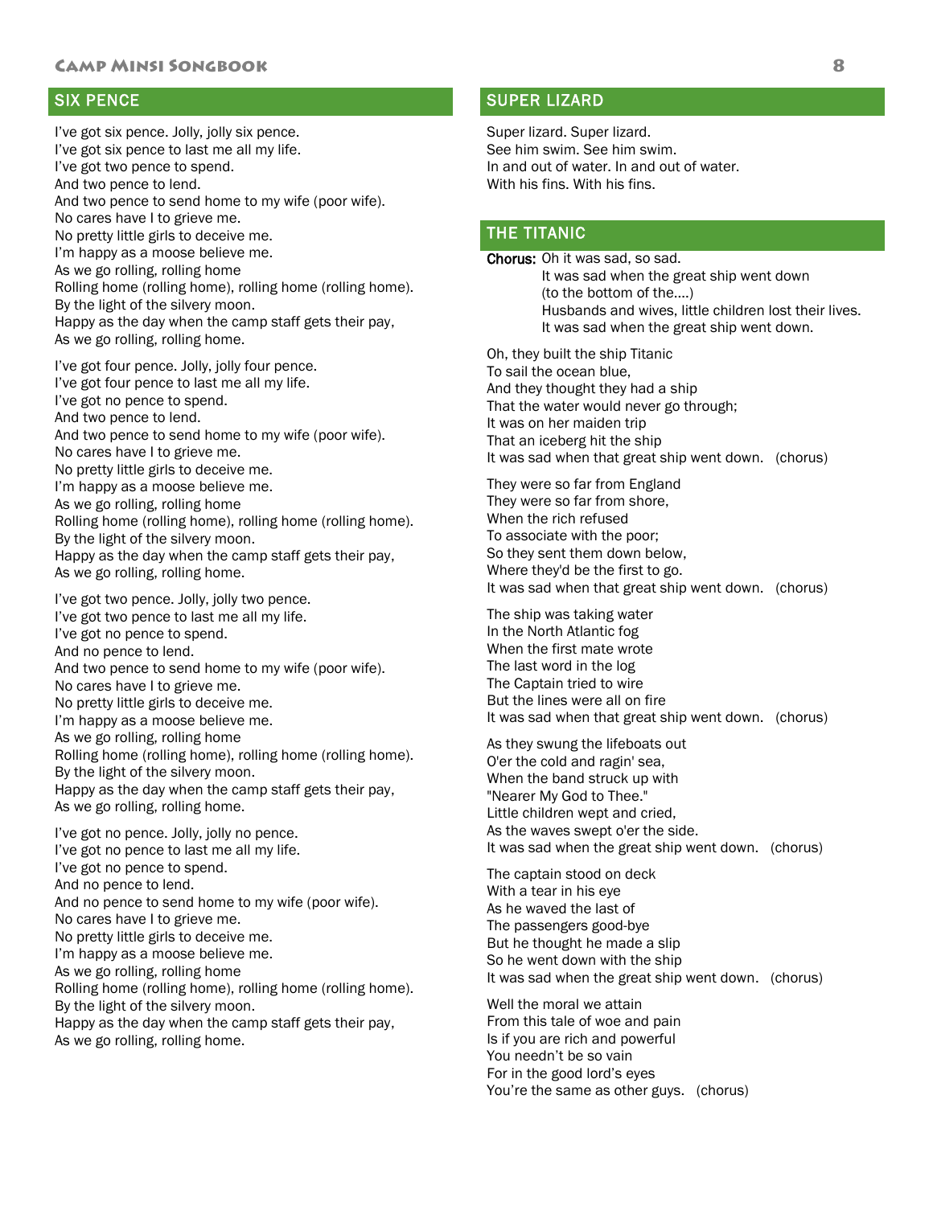## SIX PENCE

I've got six pence. Jolly, jolly six pence.
I've got six pence to last me all my life.
I've got two pence to spend.
And two pence to lend.
And two pence to send home to my wife (poor wife).
No cares have I to grieve me.
No pretty little girls to deceive me.
I'm happy as a moose believe me.
As we go rolling, rolling home
Rolling home (rolling home), rolling home (rolling home).
By the light of the silvery moon.
Happy as the day when the camp staff gets their pay,
As we go rolling, rolling home.

I've got four pence. Jolly, jolly four pence.
I've got four pence to last me all my life.
I've got no pence to spend.
And two pence to lend.
And two pence to send home to my wife (poor wife).
No cares have I to grieve me.
No pretty little girls to deceive me.
I'm happy as a moose believe me.
As we go rolling, rolling home
Rolling home (rolling home), rolling home (rolling home).
By the light of the silvery moon.
Happy as the day when the camp staff gets their pay,
As we go rolling, rolling home.

I've got two pence. Jolly, jolly two pence.
I've got two pence to last me all my life.
I've got no pence to spend.
And no pence to lend.
And two pence to send home to my wife (poor wife).
No cares have I to grieve me.
No pretty little girls to deceive me.
I'm happy as a moose believe me.
As we go rolling, rolling home
Rolling home (rolling home), rolling home (rolling home).
By the light of the silvery moon.
Happy as the day when the camp staff gets their pay,
As we go rolling, rolling home.

I've got no pence. Jolly, jolly no pence.
I've got no pence to last me all my life.
I've got no pence to spend.
And no pence to lend.
And no pence to send home to my wife (poor wife).
No cares have I to grieve me.
No pretty little girls to deceive me.
I'm happy as a moose believe me.
As we go rolling, rolling home
Rolling home (rolling home), rolling home (rolling home).
By the light of the silvery moon.
Happy as the day when the camp staff gets their pay,
As we go rolling, rolling home.

## SUPER LIZARD

Super lizard. Super lizard.
See him swim. See him swim.
In and out of water. In and out of water.
With his fins. With his fins.

## THE TITANIC

**Chorus:** Oh it was sad, so sad.
It was sad when the great ship went down
(to the bottom of the....)
Husbands and wives, little children lost their lives.
It was sad when the great ship went down.

Oh, they built the ship Titanic
To sail the ocean blue,
And they thought they had a ship
That the water would never go through;
It was on her maiden trip
That an iceberg hit the ship
It was sad when that great ship went down. (chorus)

They were so far from England
They were so far from shore,
When the rich refused
To associate with the poor;
So they sent them down below,
Where they'd be the first to go.
It was sad when that great ship went down. (chorus)

The ship was taking water
In the North Atlantic fog
When the first mate wrote
The last word in the log
The Captain tried to wire
But the lines were all on fire
It was sad when that great ship went down. (chorus)

As they swung the lifeboats out
O'er the cold and ragin' sea,
When the band struck up with
"Nearer My God to Thee."
Little children wept and cried,
As the waves swept o'er the side.
It was sad when the great ship went down. (chorus)

The captain stood on deck
With a tear in his eye
As he waved the last of
The passengers good-bye
But he thought he made a slip
So he went down with the ship
It was sad when the great ship went down. (chorus)

Well the moral we attain
From this tale of woe and pain
Is if you are rich and powerful
You needn't be so vain
For in the good lord's eyes
You're the same as other guys. (chorus)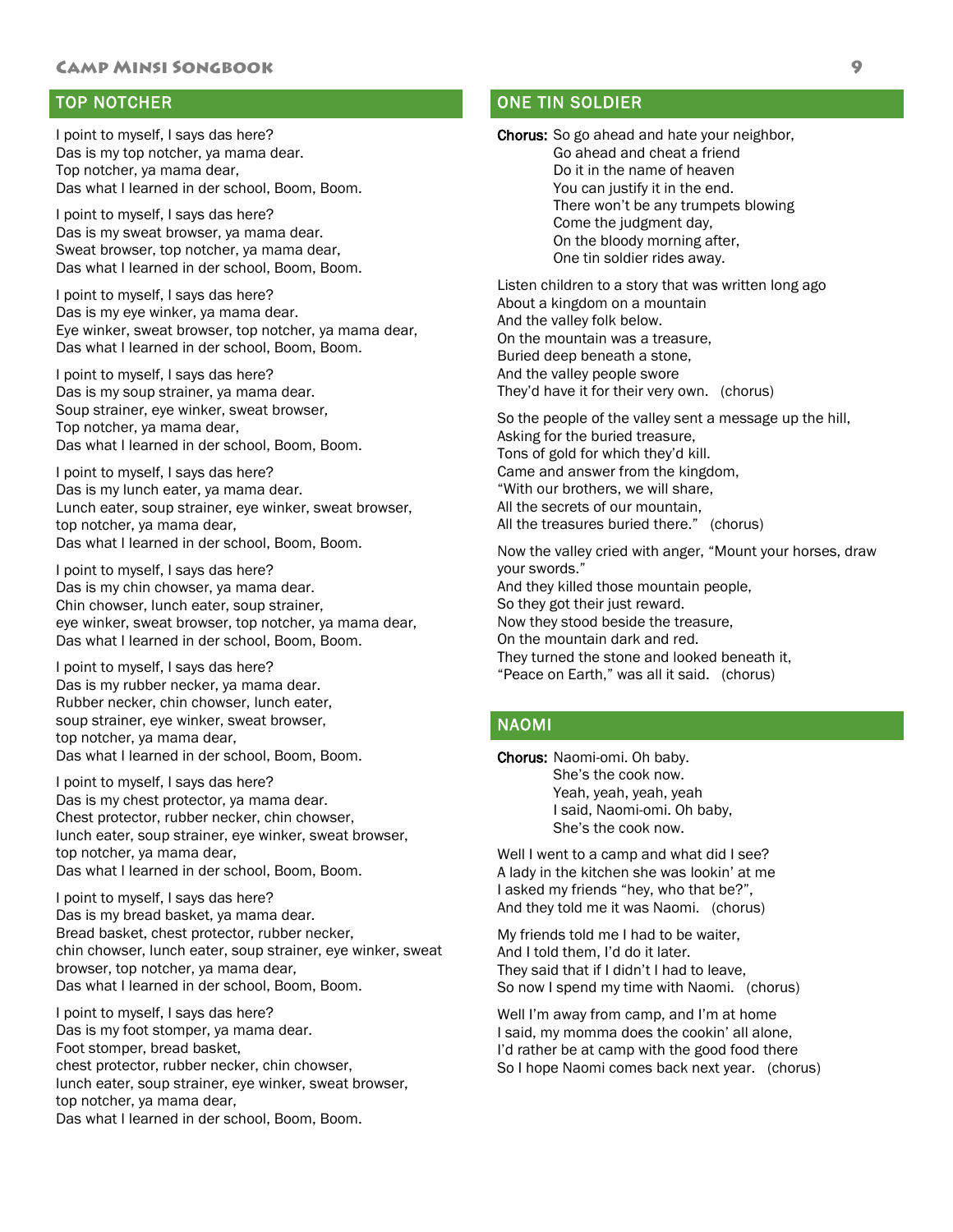## TOP NOTCHER

I point to myself, I says das here?
Das is my top notcher, ya mama dear.
Top notcher, ya mama dear,
Das what I learned in der school, Boom, Boom.

I point to myself, I says das here?
Das is my sweat browser, ya mama dear.
Sweat browser, top notcher, ya mama dear,
Das what I learned in der school, Boom, Boom.

I point to myself, I says das here?
Das is my eye winker, ya mama dear.
Eye winker, sweat browser, top notcher, ya mama dear,
Das what I learned in der school, Boom, Boom.

I point to myself, I says das here?
Das is my soup strainer, ya mama dear.
Soup strainer, eye winker, sweat browser,
Top notcher, ya mama dear,
Das what I learned in der school, Boom, Boom.

I point to myself, I says das here?
Das is my lunch eater, ya mama dear.
Lunch eater, soup strainer, eye winker, sweat browser,
top notcher, ya mama dear,
Das what I learned in der school, Boom, Boom.

I point to myself, I says das here?
Das is my chin chowser, ya mama dear.
Chin chowser, lunch eater, soup strainer,
eye winker, sweat browser, top notcher, ya mama dear,
Das what I learned in der school, Boom, Boom.

I point to myself, I says das here?
Das is my rubber necker, ya mama dear.
Rubber necker, chin chowser, lunch eater,
soup strainer, eye winker, sweat browser,
top notcher, ya mama dear,
Das what I learned in der school, Boom, Boom.

I point to myself, I says das here?
Das is my chest protector, ya mama dear.
Chest protector, rubber necker, chin chowser,
lunch eater, soup strainer, eye winker, sweat browser,
top notcher, ya mama dear,
Das what I learned in der school, Boom, Boom.

I point to myself, I says das here?
Das is my bread basket, ya mama dear.
Bread basket, chest protector, rubber necker,
chin chowser, lunch eater, soup strainer, eye winker, sweat browser, top notcher, ya mama dear,
Das what I learned in der school, Boom, Boom.

I point to myself, I says das here?
Das is my foot stomper, ya mama dear.
Foot stomper, bread basket,
chest protector, rubber necker, chin chowser,
lunch eater, soup strainer, eye winker, sweat browser,
top notcher, ya mama dear,
Das what I learned in der school, Boom, Boom.

## ONE TIN SOLDIER

**Chorus:** So go ahead and hate your neighbor,
Go ahead and cheat a friend
Do it in the name of heaven
You can justify it in the end.
There won't be any trumpets blowing
Come the judgment day,
On the bloody morning after,
One tin soldier rides away.

Listen children to a story that was written long ago
About a kingdom on a mountain
And the valley folk below.
On the mountain was a treasure,
Buried deep beneath a stone,
And the valley people swore
They'd have it for their very own. (chorus)

So the people of the valley sent a message up the hill,
Asking for the buried treasure,
Tons of gold for which they'd kill.
Came and answer from the kingdom,
"With our brothers, we will share,
All the secrets of our mountain,
All the treasures buried there." (chorus)

Now the valley cried with anger, "Mount your horses, draw your swords."
And they killed those mountain people,
So they got their just reward.
Now they stood beside the treasure,
On the mountain dark and red.
They turned the stone and looked beneath it,
"Peace on Earth," was all it said. (chorus)

## NAOMI

**Chorus:** Naomi-omi. Oh baby.
She's the cook now.
Yeah, yeah, yeah, yeah
I said, Naomi-omi. Oh baby,
She's the cook now.

Well I went to a camp and what did I see?
A lady in the kitchen she was lookin' at me
I asked my friends "hey, who that be?",
And they told me it was Naomi. (chorus)

My friends told me I had to be waiter,
And I told them, I'd do it later.
They said that if I didn't I had to leave,
So now I spend my time with Naomi. (chorus)

Well I'm away from camp, and I'm at home
I said, my momma does the cookin' all alone,
I'd rather be at camp with the good food there
So I hope Naomi comes back next year. (chorus)